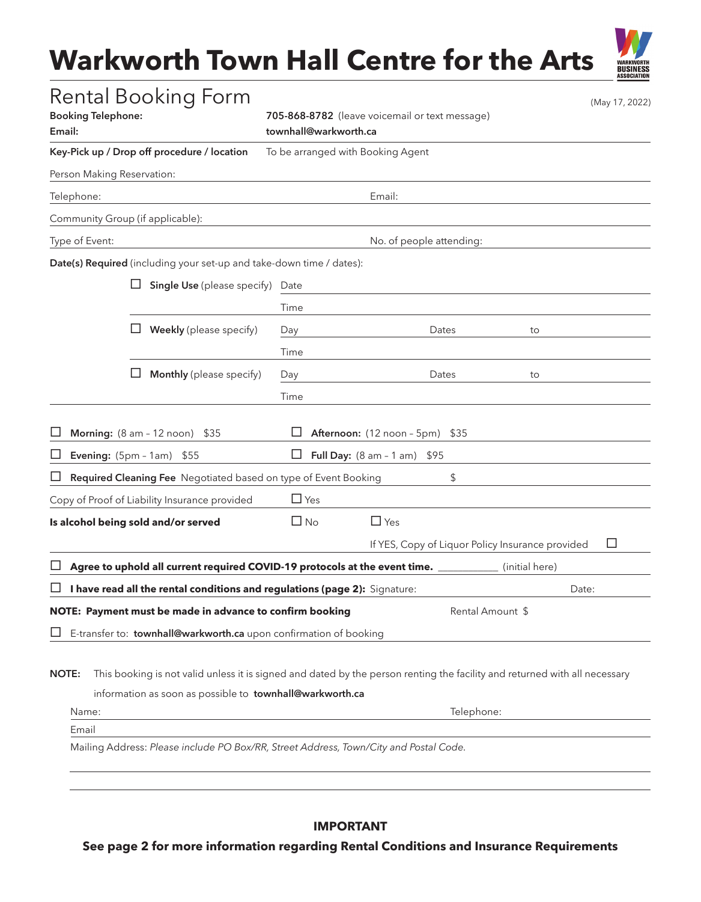# Warkworth Town Hall Centre for the Arts

WARKWORTH BUSINESS ASSOCIATION

## Rental Booking Form

(May 17, 2022)

**Booking Telephone:** **705-868-8782** (leave voicemail or text message)

**Email:** **townhall@warkworth.ca**

**Key-Pick up / Drop off procedure / location** To be arranged with Booking Agent

Person Making Reservation:

Telephone: Email:

Community Group (if applicable):

Type of Event: No. of people attending:

**Date(s) Required** (including your set-up and take-down time / dates):

☐ **Single Use** (please specify) Date

Time

☐ **Weekly** (please specify) Day Dates to

Time

☐ **Monthly** (please specify) Day Dates to

Time

☐ **Morning:** (8 am – 12 noon) $35 ☐ **Afternoon:** (12 noon – 5pm) $35

☐ **Evening:** (5pm – 1am) $55 ☐ **Full Day:** (8 am – 1 am) $95

☐ **Required Cleaning Fee** Negotiated based on type of Event Booking $

Copy of Proof of Liability Insurance provided ☐ Yes

**Is alcohol being sold and/or served** ☐ No ☐ Yes

If YES, Copy of Liquor Policy Insurance provided ☐

☐ **Agree to uphold all current required COVID-19 protocols at the event time.** __________ (initial here)

☐ **I have read all the rental conditions and regulations (page 2):** Signature: Date:

**NOTE: Payment must be made in advance to confirm booking** Rental Amount $

☐ E-transfer to: **townhall@warkworth.ca** upon confirmation of booking

**NOTE:** This booking is not valid unless it is signed and dated by the person renting the facility and returned with all necessary information as soon as possible to **townhall@warkworth.ca**

Name: Telephone:

Email

Mailing Address: *Please include PO Box/RR, Street Address, Town/City and Postal Code.*

**IMPORTANT**

**See page 2 for more information regarding Rental Conditions and Insurance Requirements**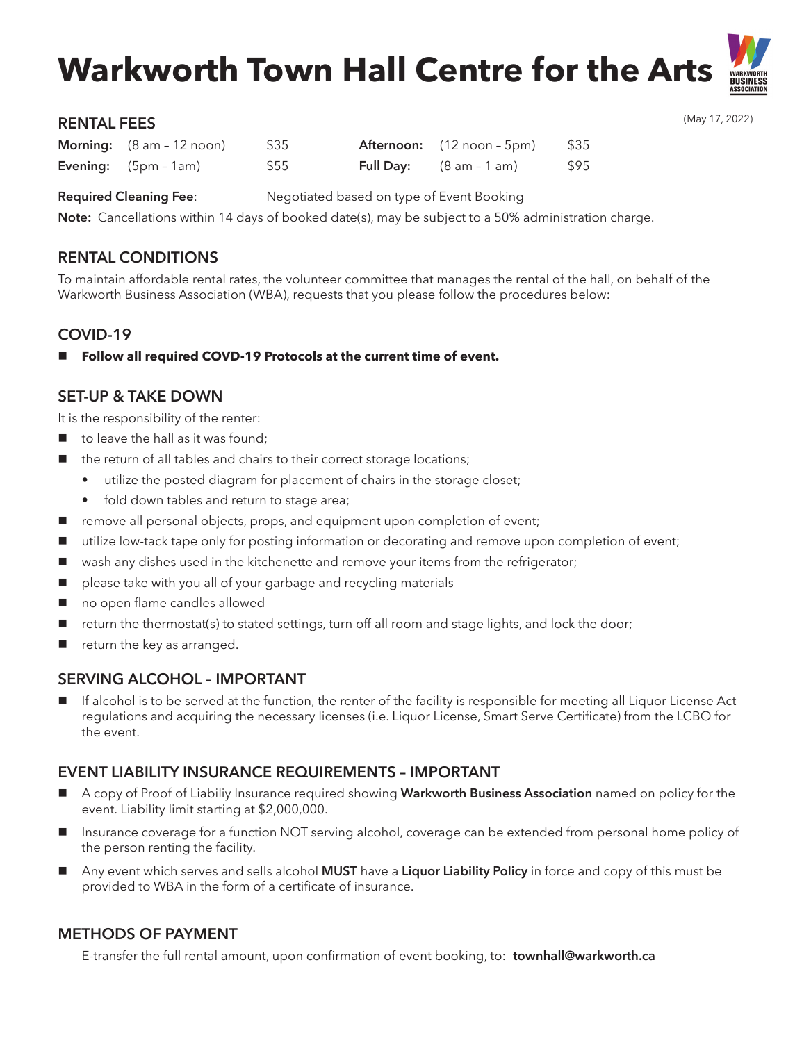# Warkworth Town Hall Centre for the Arts

(May 17, 2022)

## RENTAL FEES

| | | | | | |
|---|---|---|---|---|---|
| **Morning:** | (8 am – 12 noon) | $35 | **Afternoon:** | (12 noon – 5pm) | $35 |
| **Evening:** | (5pm – 1am) | $55 | **Full Day:** | (8 am – 1 am) | $95 |

**Required Cleaning Fee**: Negotiated based on type of Event Booking

**Note:** Cancellations within 14 days of booked date(s), may be subject to a 50% administration charge.

## RENTAL CONDITIONS

To maintain affordable rental rates, the volunteer committee that manages the rental of the hall, on behalf of the Warkworth Business Association (WBA), requests that you please follow the procedures below:

## COVID-19

- **Follow all required COVD-19 Protocols at the current time of event.**

## SET-UP & TAKE DOWN

It is the responsibility of the renter:

- to leave the hall as it was found;
- the return of all tables and chairs to their correct storage locations;
  - utilize the posted diagram for placement of chairs in the storage closet;
  - fold down tables and return to stage area;
- remove all personal objects, props, and equipment upon completion of event;
- utilize low-tack tape only for posting information or decorating and remove upon completion of event;
- wash any dishes used in the kitchenette and remove your items from the refrigerator;
- please take with you all of your garbage and recycling materials
- no open flame candles allowed
- return the thermostat(s) to stated settings, turn off all room and stage lights, and lock the door;
- return the key as arranged.

## SERVING ALCOHOL – IMPORTANT

- If alcohol is to be served at the function, the renter of the facility is responsible for meeting all Liquor License Act regulations and acquiring the necessary licenses (i.e. Liquor License, Smart Serve Certificate) from the LCBO for the event.

## EVENT LIABILITY INSURANCE REQUIREMENTS – IMPORTANT

- A copy of Proof of Liabiliy Insurance required showing **Warkworth Business Association** named on policy for the event. Liability limit starting at $2,000,000.
- Insurance coverage for a function NOT serving alcohol, coverage can be extended from personal home policy of the person renting the facility.
- Any event which serves and sells alcohol **MUST** have a **Liquor Liability Policy** in force and copy of this must be provided to WBA in the form of a certificate of insurance.

## METHODS OF PAYMENT

E-transfer the full rental amount, upon confirmation of event booking, to: **townhall@warkworth.ca**